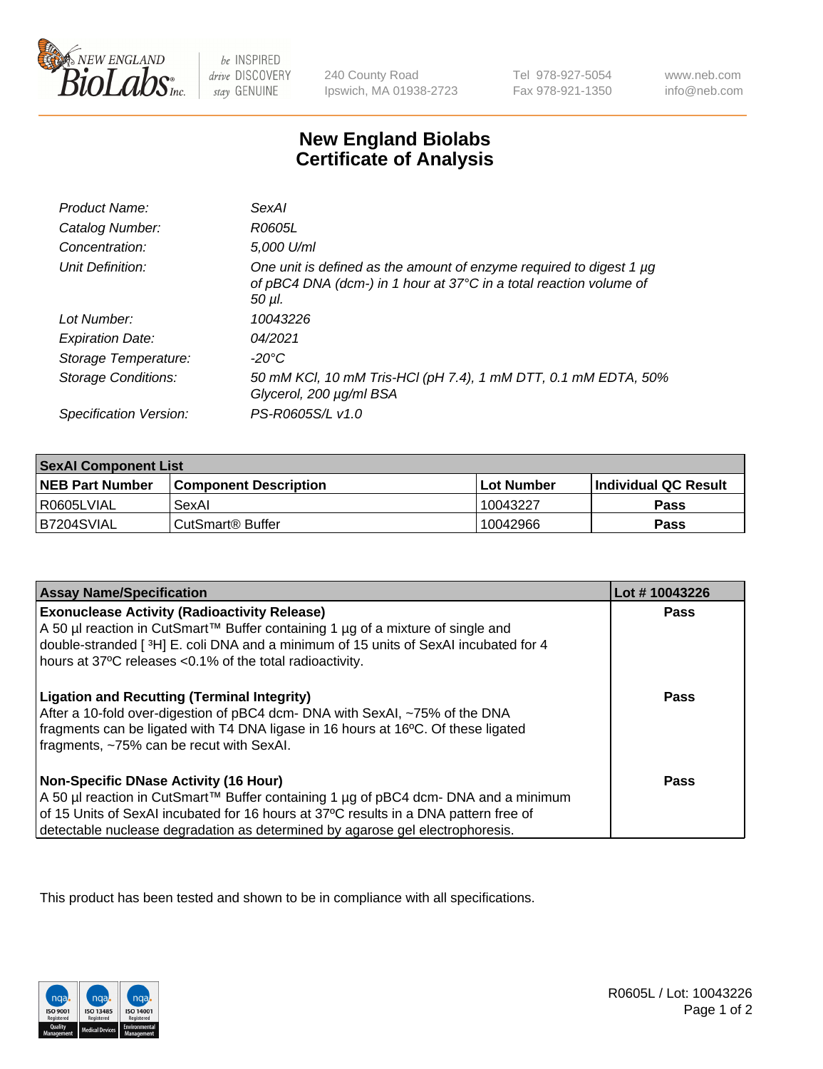New England BioLabs Inc. — be INSPIRED drive DISCOVERY stay GENUINE

240 County Road
Ipswich, MA 01938-2723

Tel 978-927-5054
Fax 978-921-1350

www.neb.com
info@neb.com

# New England Biolabs Certificate of Analysis

| | |
|---|---|
| *Product Name:* | *SexAI* |
| *Catalog Number:* | *R0605L* |
| *Concentration:* | *5,000 U/ml* |
| *Unit Definition:* | *One unit is defined as the amount of enzyme required to digest 1 µg of pBC4 DNA (dcm-) in 1 hour at 37°C in a total reaction volume of 50 µl.* |
| *Lot Number:* | *10043226* |
| *Expiration Date:* | *04/2021* |
| *Storage Temperature:* | *-20°C* |
| *Storage Conditions:* | *50 mM KCl, 10 mM Tris-HCl (pH 7.4), 1 mM DTT, 0.1 mM EDTA, 50% Glycerol, 200 µg/ml BSA* |
| *Specification Version:* | *PS-R0605S/L v1.0* |

| **SexAI Component List** | | | |
|---|---|---|---|
| **NEB Part Number** | **Component Description** | **Lot Number** | **Individual QC Result** |
| R0605LVIAL | SexAI | 10043227 | **Pass** |
| B7204SVIAL | CutSmart® Buffer | 10042966 | **Pass** |

| **Assay Name/Specification** | **Lot # 10043226** |
|---|---|
| **Exonuclease Activity (Radioactivity Release)**<br>A 50 µl reaction in CutSmart™ Buffer containing 1 µg of a mixture of single and double-stranded [ $^3$H] E. coli DNA and a minimum of 15 units of SexAI incubated for 4 hours at 37ºC releases <0.1% of the total radioactivity. | **Pass** |
| **Ligation and Recutting (Terminal Integrity)**<br>After a 10-fold over-digestion of pBC4 dcm- DNA with SexAI, ~75% of the DNA fragments can be ligated with T4 DNA ligase in 16 hours at 16ºC. Of these ligated fragments, ~75% can be recut with SexAI. | **Pass** |
| **Non-Specific DNase Activity (16 Hour)**<br>A 50 µl reaction in CutSmart™ Buffer containing 1 µg of pBC4 dcm- DNA and a minimum of 15 Units of SexAI incubated for 16 hours at 37ºC results in a DNA pattern free of detectable nuclease degradation as determined by agarose gel electrophoresis. | **Pass** |

This product has been tested and shown to be in compliance with all specifications.

R0605L / Lot: 10043226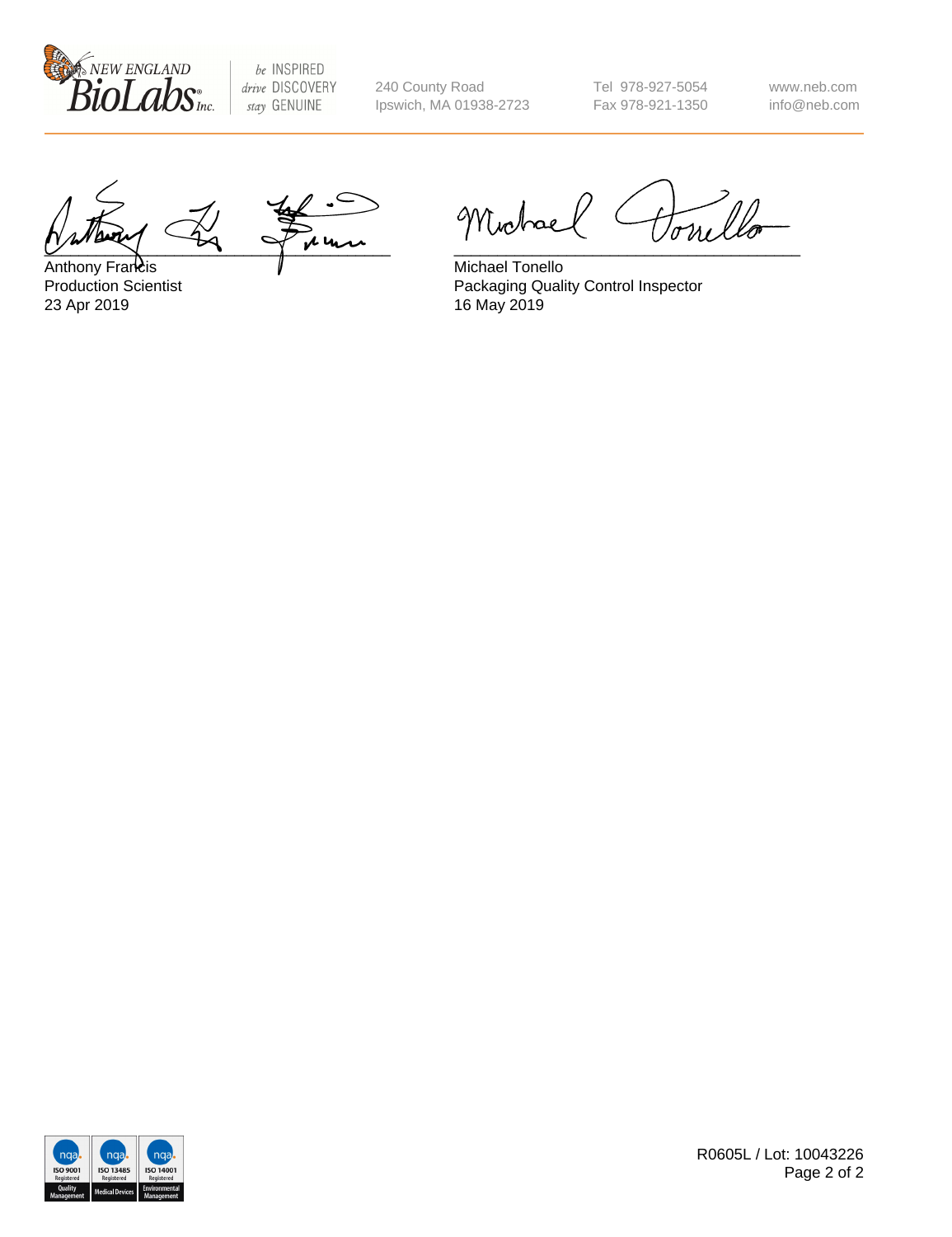NEW ENGLAND BioLabs Inc.

be INSPIRED drive DISCOVERY stay GENUINE

240 County Road
Ipswich, MA 01938-2723

Tel 978-927-5054
Fax 978-921-1350

www.neb.com
info@neb.com

Anthony Francis
Production Scientist
23 Apr 2019

Michael Tonello
Packaging Quality Control Inspector
16 May 2019

R0605L / Lot: 10043226